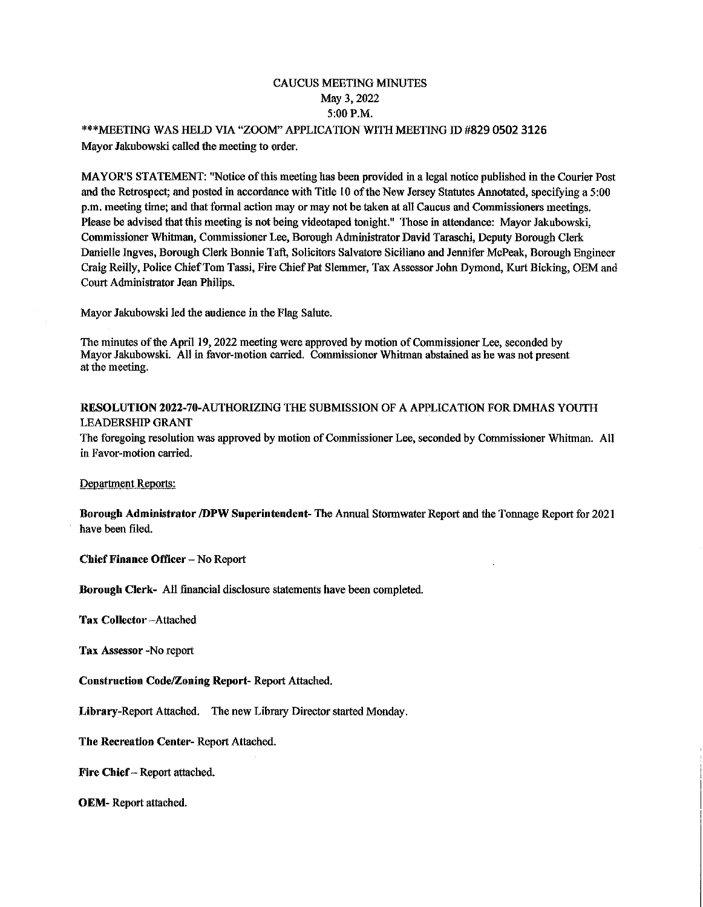# CAUCUS MEETING MINUTES
May 3, 2022
5:00 P.M.

***MEETING WAS HELD VIA "ZOOM" APPLICATION WITH MEETING ID #829 0502 3126

Mayor Jakubowski called the meeting to order.

MAYOR'S STATEMENT: "Notice of this meeting has been provided in a legal notice published in the Courier Post and the Retrospect; and posted in accordance with Title 10 of the New Jersey Statutes Annotated, specifying a 5:00 p.m. meeting time; and that formal action may or may not be taken at all Caucus and Commissioners meetings. Please be advised that this meeting is not being videotaped tonight." Those in attendance: Mayor Jakubowski, Commissioner Whitman, Commissioner Lee, Borough Administrator David Taraschi, Deputy Borough Clerk Danielle Ingves, Borough Clerk Bonnie Taft, Solicitors Salvatore Siciliano and Jennifer McPeak, Borough Engineer Craig Reilly, Police Chief Tom Tassi, Fire Chief Pat Slemmer, Tax Assessor John Dymond, Kurt Bicking, OEM and Court Administrator Jean Philips.

Mayor Jakubowski led the audience in the Flag Salute.

The minutes of the April 19, 2022 meeting were approved by motion of Commissioner Lee, seconded by Mayor Jakubowski. All in favor-motion carried. Commissioner Whitman abstained as he was not present at the meeting.

**RESOLUTION 2022-70-AUTHORIZING THE SUBMISSION OF A APPLICATION FOR DMHAS YOUTH LEADERSHIP GRANT**

The foregoing resolution was approved by motion of Commissioner Lee, seconded by Commissioner Whitman. All in Favor-motion carried.

Department Reports:

**Borough Administrator /DPW Superintendent**- The Annual Stormwater Report and the Tonnage Report for 2021 have been filed.

**Chief Finance Officer** – No Report

**Borough Clerk**- All financial disclosure statements have been completed.

**Tax Collector** –Attached

**Tax Assessor** -No report

**Construction Code/Zoning Report**- Report Attached.

**Library**-Report Attached. The new Library Director started Monday.

**The Recreation Center**- Report Attached.

**Fire Chief** – Report attached.

**OEM**- Report attached.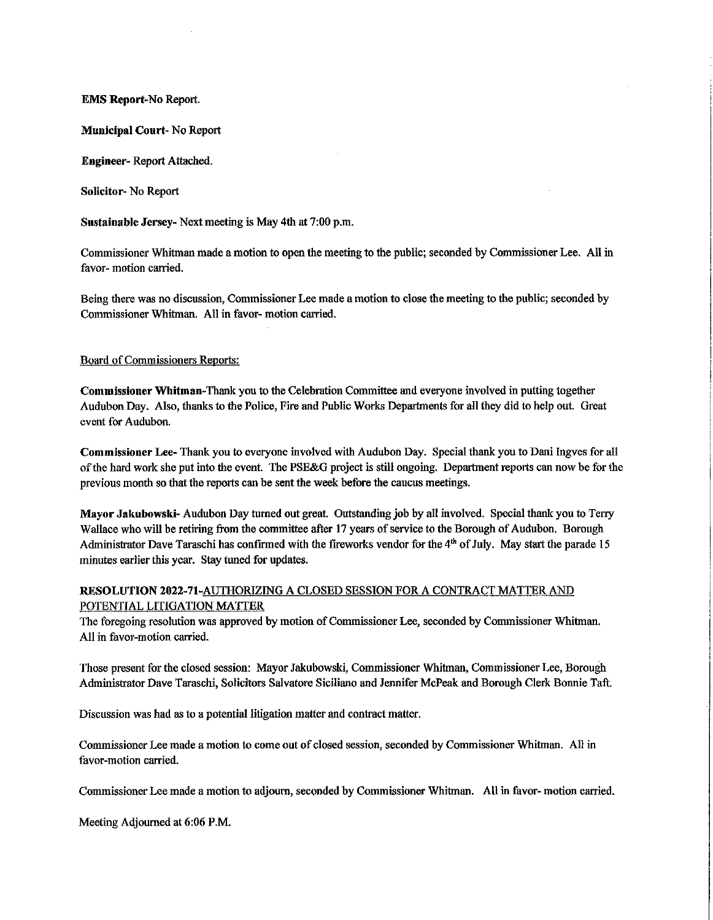**EMS Report**-No Report.

**Municipal Court**- No Report

**Engineer**- Report Attached.

**Solicitor**- No Report

**Sustainable Jersey**- Next meeting is May 4th at 7:00 p.m.

Commissioner Whitman made a motion to open the meeting to the public; seconded by Commissioner Lee. All in favor- motion carried.

Being there was no discussion, Commissioner Lee made a motion to close the meeting to the public; seconded by Commissioner Whitman. All in favor- motion carried.

Board of Commissioners Reports:

**Commissioner Whitman**-Thank you to the Celebration Committee and everyone involved in putting together Audubon Day. Also, thanks to the Police, Fire and Public Works Departments for all they did to help out. Great event for Audubon.

**Commissioner Lee**- Thank you to everyone involved with Audubon Day. Special thank you to Dani Ingves for all of the hard work she put into the event. The PSE&G project is still ongoing. Department reports can now be for the previous month so that the reports can be sent the week before the caucus meetings.

**Mayor Jakubowski**- Audubon Day turned out great. Outstanding job by all involved. Special thank you to Terry Wallace who will be retiring from the committee after 17 years of service to the Borough of Audubon. Borough Administrator Dave Taraschi has confirmed with the fireworks vendor for the 4th of July. May start the parade 15 minutes earlier this year. Stay tuned for updates.

**RESOLUTION 2022-71**-AUTHORIZING A CLOSED SESSION FOR A CONTRACT MATTER AND POTENTIAL LITIGATION MATTER

The foregoing resolution was approved by motion of Commissioner Lee, seconded by Commissioner Whitman. All in favor-motion carried.

Those present for the closed session: Mayor Jakubowski, Commissioner Whitman, Commissioner Lee, Borough Administrator Dave Taraschi, Solicitors Salvatore Siciliano and Jennifer McPeak and Borough Clerk Bonnie Taft.

Discussion was had as to a potential litigation matter and contract matter.

Commissioner Lee made a motion to come out of closed session, seconded by Commissioner Whitman. All in favor-motion carried.

Commissioner Lee made a motion to adjourn, seconded by Commissioner Whitman. All in favor- motion carried.

Meeting Adjourned at 6:06 P.M.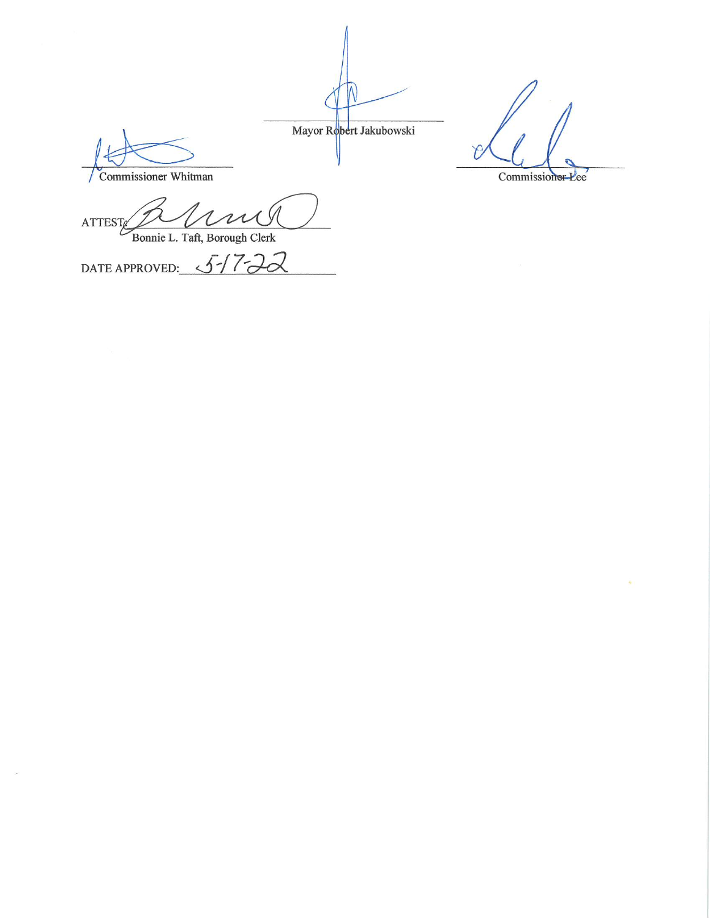Mayor Robert Jakubowski

Commissioner Whitman

Commissioner Lee

ATTEST: Bonnie L. Taft, Borough Clerk

DATE APPROVED: 5-17-22